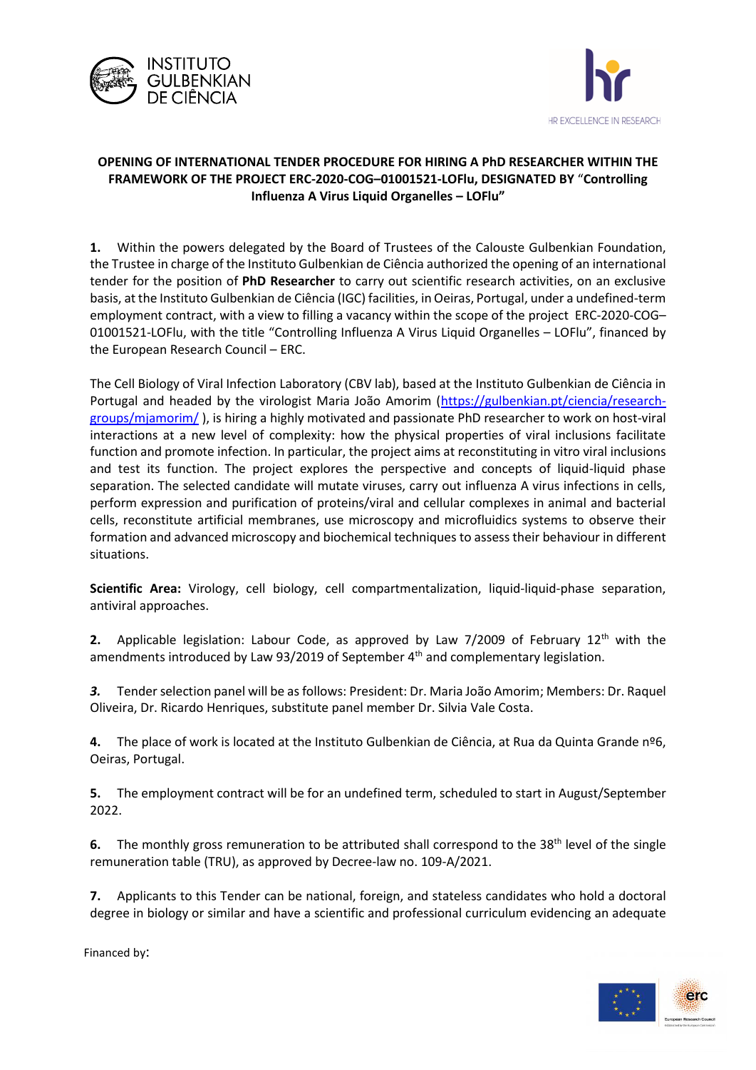**OPENING OF INTERNATIONAL TENDER PROCEDURE FOR HIRING A PhD RESEARCHER WITHIN THE FRAMEWORK OF THE PROJECT ERC-2020-COG–01001521-LOFlu, DESIGNATED BY "Controlling Influenza A Virus Liquid Organelles – LOFlu"**

**1.** Within the powers delegated by the Board of Trustees of the Calouste Gulbenkian Foundation, the Trustee in charge of the Instituto Gulbenkian de Ciência authorized the opening of an international tender for the position of **PhD Researcher** to carry out scientific research activities, on an exclusive basis, at the Instituto Gulbenkian de Ciência (IGC) facilities, in Oeiras, Portugal, under a undefined-term employment contract, with a view to filling a vacancy within the scope of the project ERC-2020-COG–01001521-LOFlu, with the title "Controlling Influenza A Virus Liquid Organelles – LOFlu", financed by the European Research Council – ERC.

The Cell Biology of Viral Infection Laboratory (CBV lab), based at the Instituto Gulbenkian de Ciência in Portugal and headed by the virologist Maria João Amorim (https://gulbenkian.pt/ciencia/research-groups/mjamorim/ ), is hiring a highly motivated and passionate PhD researcher to work on host-viral interactions at a new level of complexity: how the physical properties of viral inclusions facilitate function and promote infection. In particular, the project aims at reconstituting in vitro viral inclusions and test its function. The project explores the perspective and concepts of liquid-liquid phase separation. The selected candidate will mutate viruses, carry out influenza A virus infections in cells, perform expression and purification of proteins/viral and cellular complexes in animal and bacterial cells, reconstitute artificial membranes, use microscopy and microfluidics systems to observe their formation and advanced microscopy and biochemical techniques to assess their behaviour in different situations.

**Scientific Area:** Virology, cell biology, cell compartmentalization, liquid-liquid-phase separation, antiviral approaches.

**2.** Applicable legislation: Labour Code, as approved by Law 7/2009 of February 12th with the amendments introduced by Law 93/2019 of September 4th and complementary legislation.

***3.*** Tender selection panel will be as follows: President: Dr. Maria João Amorim; Members: Dr. Raquel Oliveira, Dr. Ricardo Henriques, substitute panel member Dr. Silvia Vale Costa.

**4.** The place of work is located at the Instituto Gulbenkian de Ciência, at Rua da Quinta Grande nº6, Oeiras, Portugal.

**5.** The employment contract will be for an undefined term, scheduled to start in August/September 2022.

**6.** The monthly gross remuneration to be attributed shall correspond to the 38th level of the single remuneration table (TRU), as approved by Decree-law no. 109-A/2021.

**7.** Applicants to this Tender can be national, foreign, and stateless candidates who hold a doctoral degree in biology or similar and have a scientific and professional curriculum evidencing an adequate

Financed by: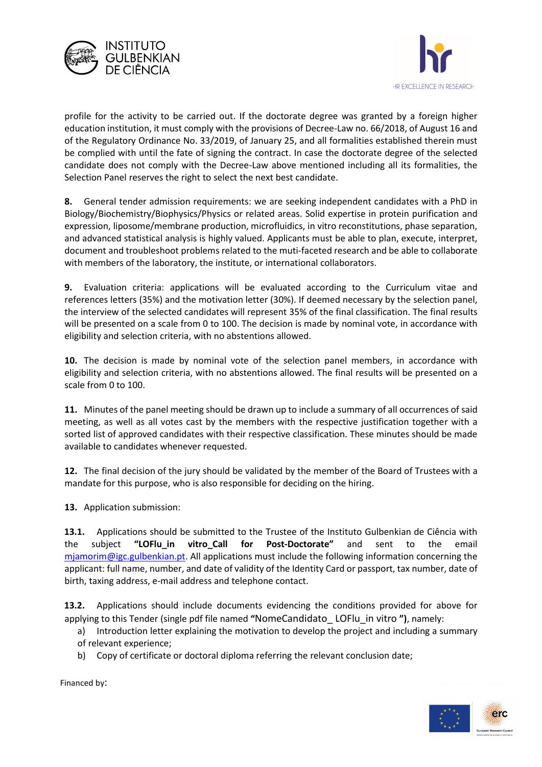profile for the activity to be carried out. If the doctorate degree was granted by a foreign higher education institution, it must comply with the provisions of Decree-Law no. 66/2018, of August 16 and of the Regulatory Ordinance No. 33/2019, of January 25, and all formalities established therein must be complied with until the fate of signing the contract. In case the doctorate degree of the selected candidate does not comply with the Decree-Law above mentioned including all its formalities, the Selection Panel reserves the right to select the next best candidate.

**8.** General tender admission requirements: we are seeking independent candidates with a PhD in Biology/Biochemistry/Biophysics/Physics or related areas. Solid expertise in protein purification and expression, liposome/membrane production, microfluidics, in vitro reconstitutions, phase separation, and advanced statistical analysis is highly valued. Applicants must be able to plan, execute, interpret, document and troubleshoot problems related to the muti-faceted research and be able to collaborate with members of the laboratory, the institute, or international collaborators.

**9.** Evaluation criteria: applications will be evaluated according to the Curriculum vitae and references letters (35%) and the motivation letter (30%). If deemed necessary by the selection panel, the interview of the selected candidates will represent 35% of the final classification. The final results will be presented on a scale from 0 to 100. The decision is made by nominal vote, in accordance with eligibility and selection criteria, with no abstentions allowed.

**10.** The decision is made by nominal vote of the selection panel members, in accordance with eligibility and selection criteria, with no abstentions allowed. The final results will be presented on a scale from 0 to 100.

**11.** Minutes of the panel meeting should be drawn up to include a summary of all occurrences of said meeting, as well as all votes cast by the members with the respective justification together with a sorted list of approved candidates with their respective classification. These minutes should be made available to candidates whenever requested.

**12.** The final decision of the jury should be validated by the member of the Board of Trustees with a mandate for this purpose, who is also responsible for deciding on the hiring.

**13.** Application submission:

**13.1.** Applications should be submitted to the Trustee of the Instituto Gulbenkian de Ciência with the subject **"LOFlu_in vitro_Call for Post-Doctorate"** and sent to the email mjamorim@igc.gulbenkian.pt. All applications must include the following information concerning the applicant: full name, number, and date of validity of the Identity Card or passport, tax number, date of birth, taxing address, e-mail address and telephone contact.

**13.2.** Applications should include documents evidencing the conditions provided for above for applying to this Tender (single pdf file named **"**NomeCandidato_ LOFlu_in vitro **")**, namely:

a) Introduction letter explaining the motivation to develop the project and including a summary of relevant experience;

b) Copy of certificate or doctoral diploma referring the relevant conclusion date;

Financed by: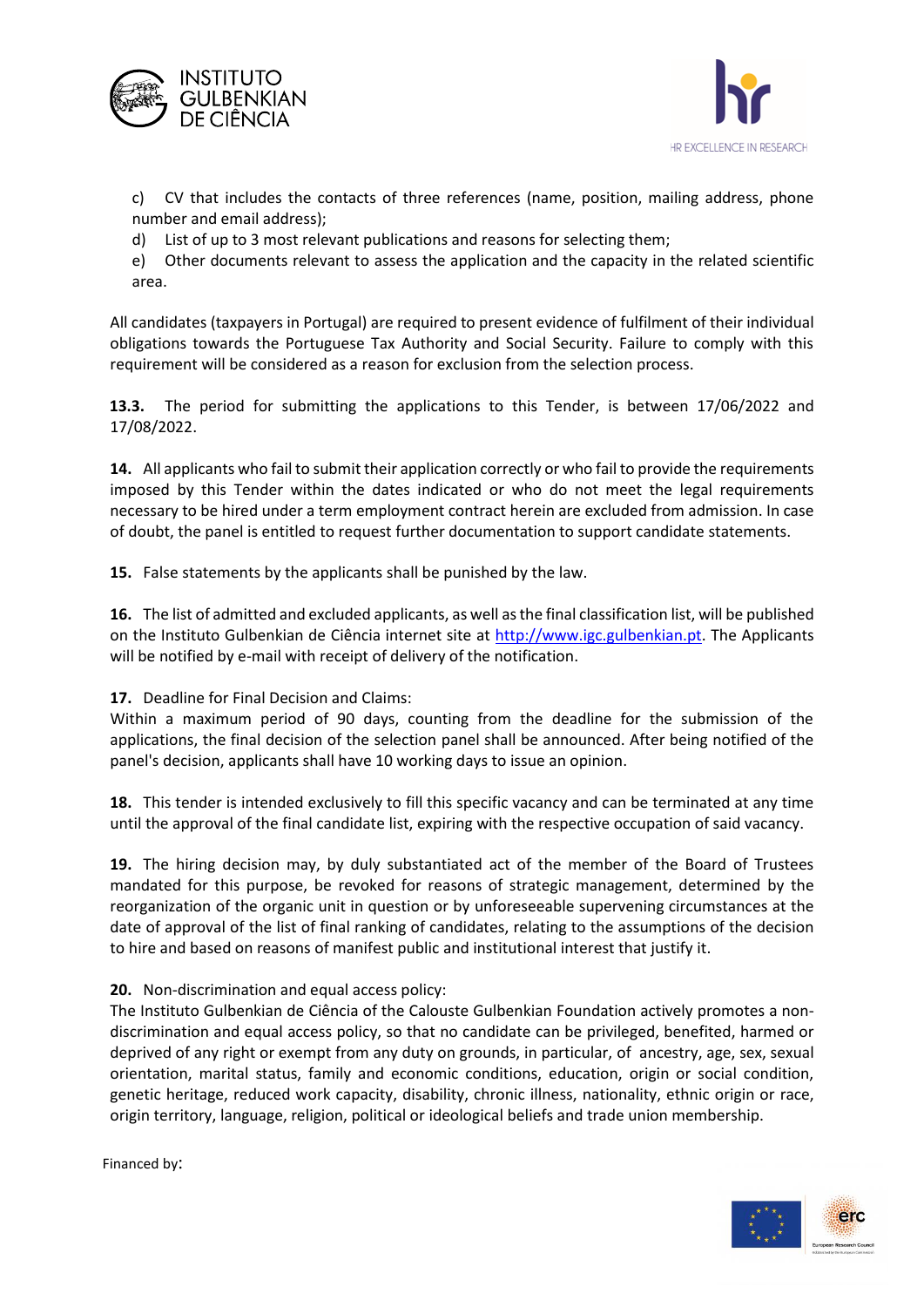c) CV that includes the contacts of three references (name, position, mailing address, phone number and email address);

d) List of up to 3 most relevant publications and reasons for selecting them;

e) Other documents relevant to assess the application and the capacity in the related scientific area.

All candidates (taxpayers in Portugal) are required to present evidence of fulfilment of their individual obligations towards the Portuguese Tax Authority and Social Security. Failure to comply with this requirement will be considered as a reason for exclusion from the selection process.

**13.3.** The period for submitting the applications to this Tender, is between 17/06/2022 and 17/08/2022.

**14.** All applicants who fail to submit their application correctly or who fail to provide the requirements imposed by this Tender within the dates indicated or who do not meet the legal requirements necessary to be hired under a term employment contract herein are excluded from admission. In case of doubt, the panel is entitled to request further documentation to support candidate statements.

**15.** False statements by the applicants shall be punished by the law.

**16.** The list of admitted and excluded applicants, as well as the final classification list, will be published on the Instituto Gulbenkian de Ciência internet site at http://www.igc.gulbenkian.pt. The Applicants will be notified by e-mail with receipt of delivery of the notification.

**17.** Deadline for Final Decision and Claims:
Within a maximum period of 90 days, counting from the deadline for the submission of the applications, the final decision of the selection panel shall be announced. After being notified of the panel's decision, applicants shall have 10 working days to issue an opinion.

**18.** This tender is intended exclusively to fill this specific vacancy and can be terminated at any time until the approval of the final candidate list, expiring with the respective occupation of said vacancy.

**19.** The hiring decision may, by duly substantiated act of the member of the Board of Trustees mandated for this purpose, be revoked for reasons of strategic management, determined by the reorganization of the organic unit in question or by unforeseeable supervening circumstances at the date of approval of the list of final ranking of candidates, relating to the assumptions of the decision to hire and based on reasons of manifest public and institutional interest that justify it.

**20.** Non-discrimination and equal access policy:
The Instituto Gulbenkian de Ciência of the Calouste Gulbenkian Foundation actively promotes a non-discrimination and equal access policy, so that no candidate can be privileged, benefited, harmed or deprived of any right or exempt from any duty on grounds, in particular, of ancestry, age, sex, sexual orientation, marital status, family and economic conditions, education, origin or social condition, genetic heritage, reduced work capacity, disability, chronic illness, nationality, ethnic origin or race, origin territory, language, religion, political or ideological beliefs and trade union membership.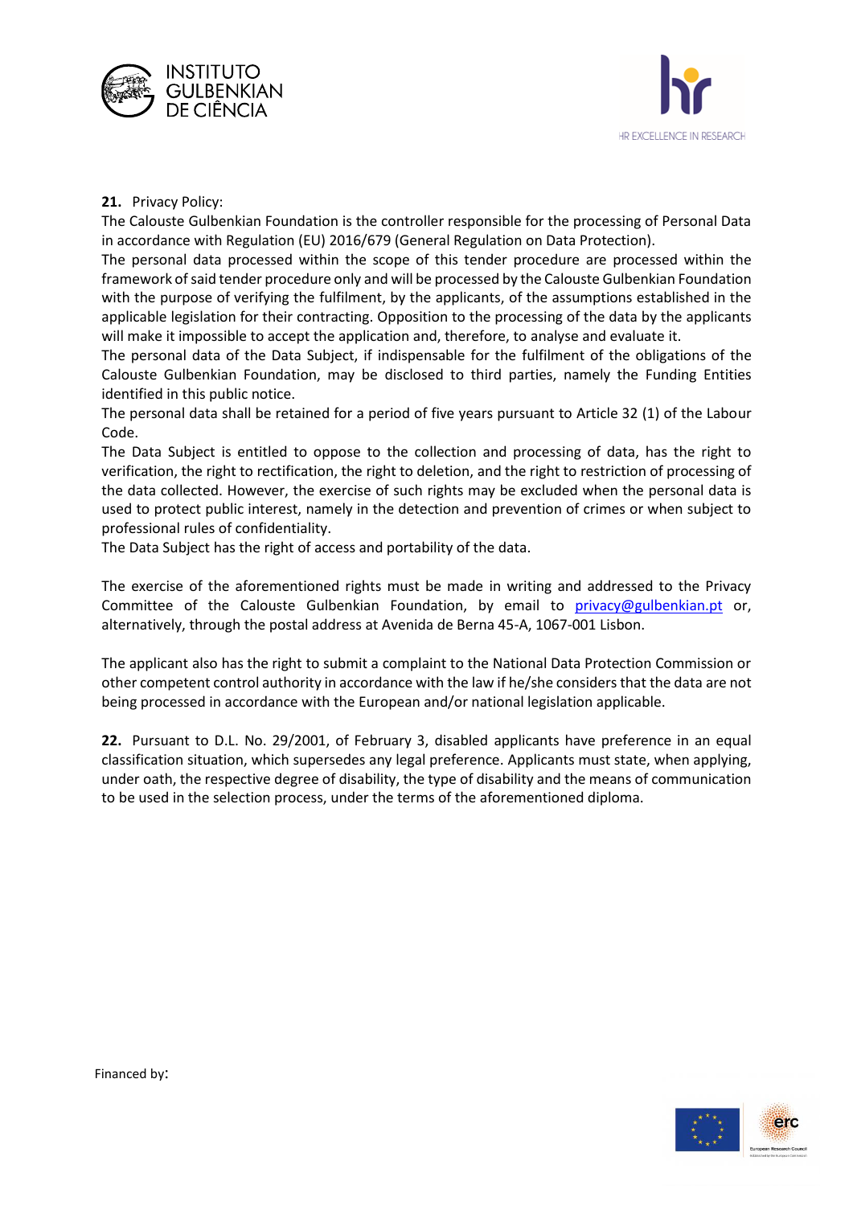**21.** Privacy Policy:

The Calouste Gulbenkian Foundation is the controller responsible for the processing of Personal Data in accordance with Regulation (EU) 2016/679 (General Regulation on Data Protection).

The personal data processed within the scope of this tender procedure are processed within the framework of said tender procedure only and will be processed by the Calouste Gulbenkian Foundation with the purpose of verifying the fulfilment, by the applicants, of the assumptions established in the applicable legislation for their contracting. Opposition to the processing of the data by the applicants will make it impossible to accept the application and, therefore, to analyse and evaluate it.

The personal data of the Data Subject, if indispensable for the fulfilment of the obligations of the Calouste Gulbenkian Foundation, may be disclosed to third parties, namely the Funding Entities identified in this public notice.

The personal data shall be retained for a period of five years pursuant to Article 32 (1) of the Labour Code.

The Data Subject is entitled to oppose to the collection and processing of data, has the right to verification, the right to rectification, the right to deletion, and the right to restriction of processing of the data collected. However, the exercise of such rights may be excluded when the personal data is used to protect public interest, namely in the detection and prevention of crimes or when subject to professional rules of confidentiality.

The Data Subject has the right of access and portability of the data.

The exercise of the aforementioned rights must be made in writing and addressed to the Privacy Committee of the Calouste Gulbenkian Foundation, by email to privacy@gulbenkian.pt or, alternatively, through the postal address at Avenida de Berna 45-A, 1067-001 Lisbon.

The applicant also has the right to submit a complaint to the National Data Protection Commission or other competent control authority in accordance with the law if he/she considers that the data are not being processed in accordance with the European and/or national legislation applicable.

**22.** Pursuant to D.L. No. 29/2001, of February 3, disabled applicants have preference in an equal classification situation, which supersedes any legal preference. Applicants must state, when applying, under oath, the respective degree of disability, the type of disability and the means of communication to be used in the selection process, under the terms of the aforementioned diploma.

Financed by: